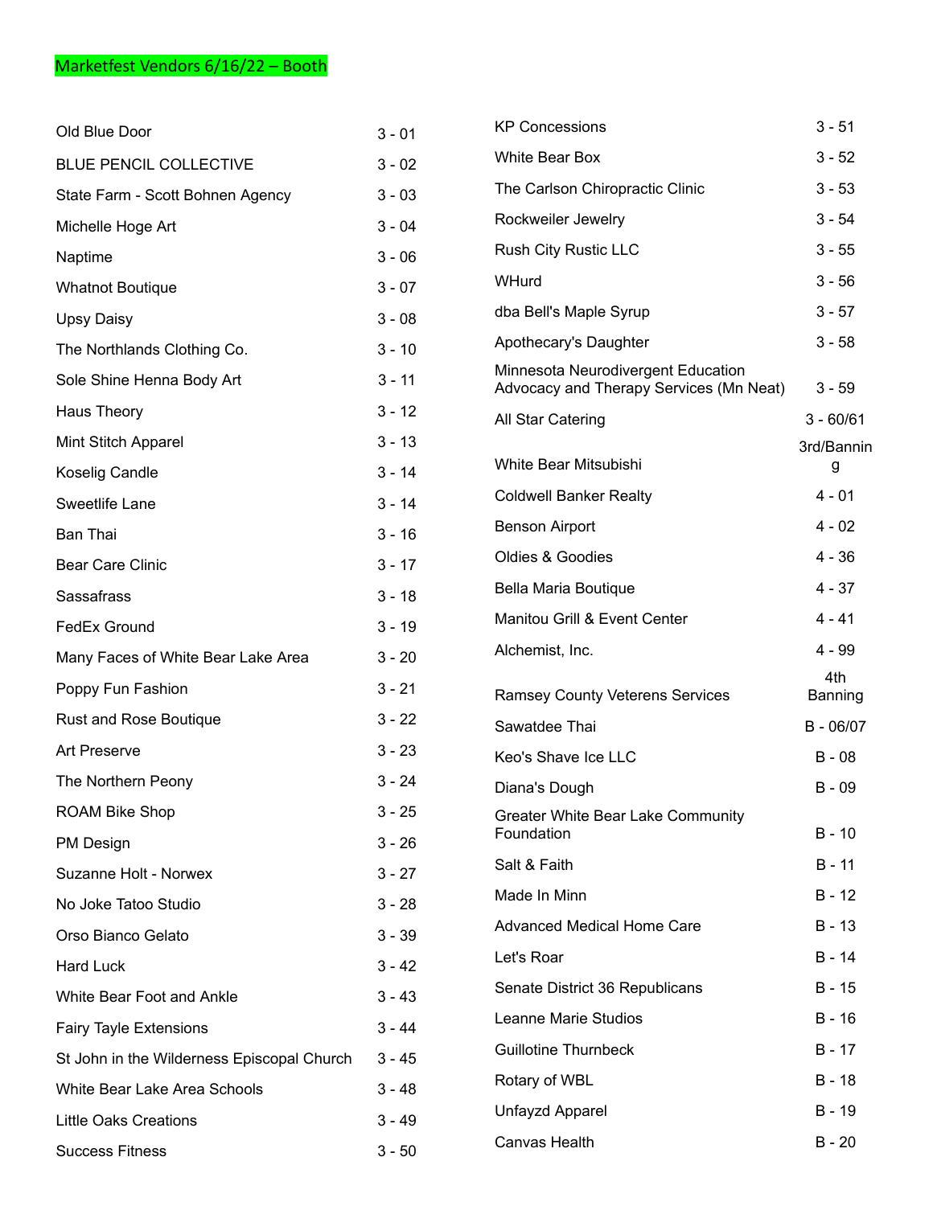Marketfest Vendors 6/16/22 – Booth

| Vendor | Booth |
|---|---|
| Old Blue Door | 3 - 01 |
| BLUE PENCIL COLLECTIVE | 3 - 02 |
| State Farm - Scott Bohnen Agency | 3 - 03 |
| Michelle Hoge Art | 3 - 04 |
| Naptime | 3 - 06 |
| Whatnot Boutique | 3 - 07 |
| Upsy Daisy | 3 - 08 |
| The Northlands Clothing Co. | 3 - 10 |
| Sole Shine Henna Body Art | 3 - 11 |
| Haus Theory | 3 - 12 |
| Mint Stitch Apparel | 3 - 13 |
| Koselig Candle | 3 - 14 |
| Sweetlife Lane | 3 - 14 |
| Ban Thai | 3 - 16 |
| Bear Care Clinic | 3 - 17 |
| Sassafrass | 3 - 18 |
| FedEx Ground | 3 - 19 |
| Many Faces of White Bear Lake Area | 3 - 20 |
| Poppy Fun Fashion | 3 - 21 |
| Rust and Rose Boutique | 3 - 22 |
| Art Preserve | 3 - 23 |
| The Northern Peony | 3 - 24 |
| ROAM Bike Shop | 3 - 25 |
| PM Design | 3 - 26 |
| Suzanne Holt - Norwex | 3 - 27 |
| No Joke Tatoo Studio | 3 - 28 |
| Orso Bianco Gelato | 3 - 39 |
| Hard Luck | 3 - 42 |
| White Bear Foot and Ankle | 3 - 43 |
| Fairy Tayle Extensions | 3 - 44 |
| St John in the Wilderness Episcopal Church | 3 - 45 |
| White Bear Lake Area Schools | 3 - 48 |
| Little Oaks Creations | 3 - 49 |
| Success Fitness | 3 - 50 |
| KP Concessions | 3 - 51 |
| White Bear Box | 3 - 52 |
| The Carlson Chiropractic Clinic | 3 - 53 |
| Rockweiler Jewelry | 3 - 54 |
| Rush City Rustic LLC | 3 - 55 |
| WHurd | 3 - 56 |
| dba Bell's Maple Syrup | 3 - 57 |
| Apothecary's Daughter | 3 - 58 |
| Minnesota Neurodivergent Education Advocacy and Therapy Services (Mn Neat) | 3 - 59 |
| All Star Catering | 3 - 60/61 |
| White Bear Mitsubishi | 3rd/Banning |
| Coldwell Banker Realty | 4 - 01 |
| Benson Airport | 4 - 02 |
| Oldies & Goodies | 4 - 36 |
| Bella Maria Boutique | 4 - 37 |
| Manitou Grill & Event Center | 4 - 41 |
| Alchemist, Inc. | 4 - 99 |
| Ramsey County Veterens Services | 4th Banning |
| Sawatdee Thai | B - 06/07 |
| Keo's Shave Ice LLC | B - 08 |
| Diana's Dough | B - 09 |
| Greater White Bear Lake Community Foundation | B - 10 |
| Salt & Faith | B - 11 |
| Made In Minn | B - 12 |
| Advanced Medical Home Care | B - 13 |
| Let's Roar | B - 14 |
| Senate District 36 Republicans | B - 15 |
| Leanne Marie Studios | B - 16 |
| Guillotine Thurnbeck | B - 17 |
| Rotary of WBL | B - 18 |
| Unfayzd Apparel | B - 19 |
| Canvas Health | B - 20 |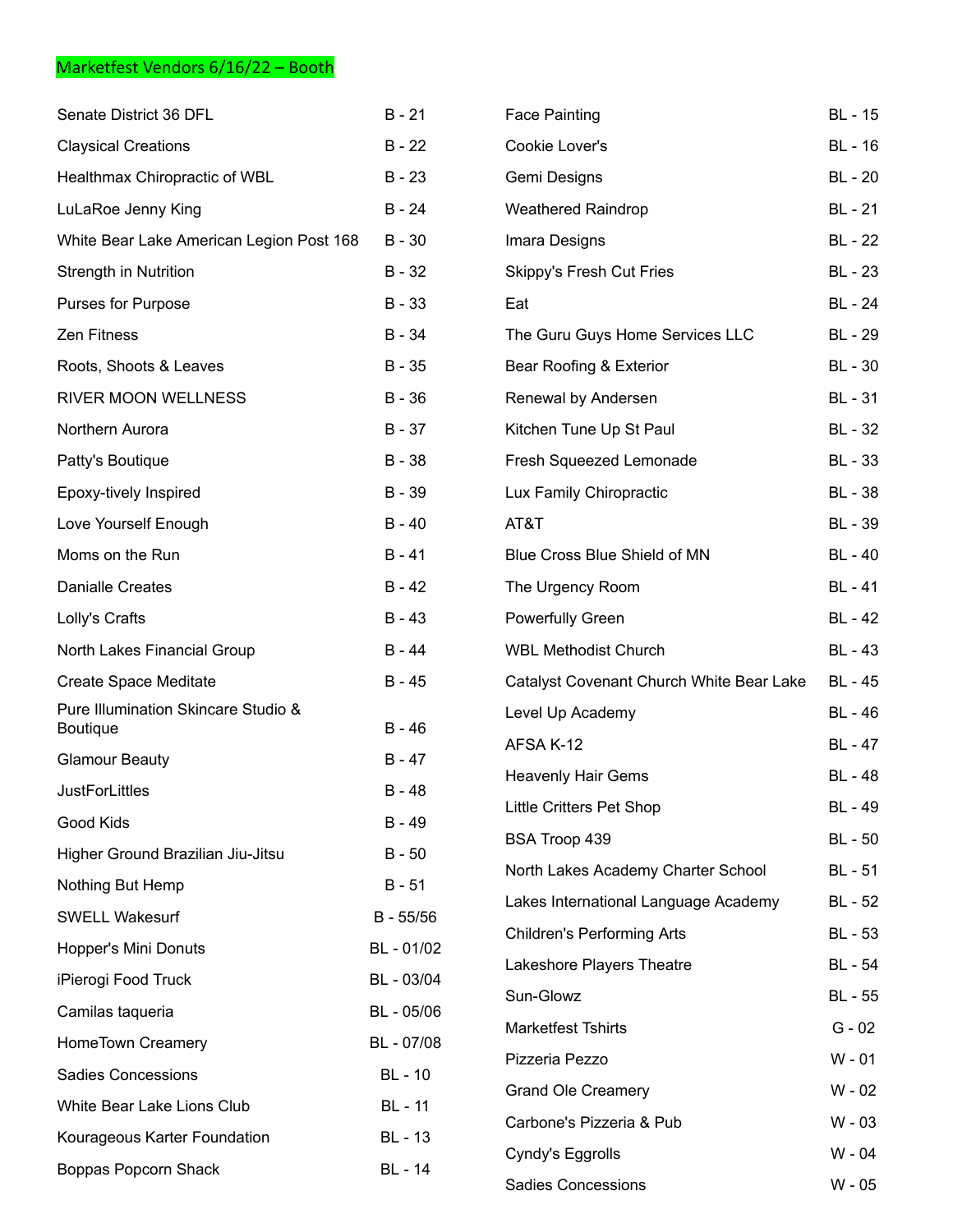Marketfest Vendors 6/16/22 – Booth

| Vendor | Booth |
|---|---|
| Senate District 36 DFL | B - 21 |
| Claysical Creations | B - 22 |
| Healthmax Chiropractic of WBL | B - 23 |
| LuLaRoe Jenny King | B - 24 |
| White Bear Lake American Legion Post 168 | B - 30 |
| Strength in Nutrition | B - 32 |
| Purses for Purpose | B - 33 |
| Zen Fitness | B - 34 |
| Roots, Shoots & Leaves | B - 35 |
| RIVER MOON WELLNESS | B - 36 |
| Northern Aurora | B - 37 |
| Patty's Boutique | B - 38 |
| Epoxy-tively Inspired | B - 39 |
| Love Yourself Enough | B - 40 |
| Moms on the Run | B - 41 |
| Danialle Creates | B - 42 |
| Lolly's Crafts | B - 43 |
| North Lakes Financial Group | B - 44 |
| Create Space Meditate | B - 45 |
| Pure Illumination Skincare Studio & Boutique | B - 46 |
| Glamour Beauty | B - 47 |
| JustForLittles | B - 48 |
| Good Kids | B - 49 |
| Higher Ground Brazilian Jiu-Jitsu | B - 50 |
| Nothing But Hemp | B - 51 |
| SWELL Wakesurf | B - 55/56 |
| Hopper's Mini Donuts | BL - 01/02 |
| iPierogi Food Truck | BL - 03/04 |
| Camilas taqueria | BL - 05/06 |
| HomeTown Creamery | BL - 07/08 |
| Sadies Concessions | BL - 10 |
| White Bear Lake Lions Club | BL - 11 |
| Kourageous Karter Foundation | BL - 13 |
| Boppas Popcorn Shack | BL - 14 |
| Face Painting | BL - 15 |
| Cookie Lover's | BL - 16 |
| Gemi Designs | BL - 20 |
| Weathered Raindrop | BL - 21 |
| Imara Designs | BL - 22 |
| Skippy's Fresh Cut Fries | BL - 23 |
| Eat | BL - 24 |
| The Guru Guys Home Services LLC | BL - 29 |
| Bear Roofing & Exterior | BL - 30 |
| Renewal by Andersen | BL - 31 |
| Kitchen Tune Up St Paul | BL - 32 |
| Fresh Squeezed Lemonade | BL - 33 |
| Lux Family Chiropractic | BL - 38 |
| AT&T | BL - 39 |
| Blue Cross Blue Shield of MN | BL - 40 |
| The Urgency Room | BL - 41 |
| Powerfully Green | BL - 42 |
| WBL Methodist Church | BL - 43 |
| Catalyst Covenant Church White Bear Lake | BL - 45 |
| Level Up Academy | BL - 46 |
| AFSA K-12 | BL - 47 |
| Heavenly Hair Gems | BL - 48 |
| Little Critters Pet Shop | BL - 49 |
| BSA Troop 439 | BL - 50 |
| North Lakes Academy Charter School | BL - 51 |
| Lakes International Language Academy | BL - 52 |
| Children's Performing Arts | BL - 53 |
| Lakeshore Players Theatre | BL - 54 |
| Sun-Glowz | BL - 55 |
| Marketfest Tshirts | G - 02 |
| Pizzeria Pezzo | W - 01 |
| Grand Ole Creamery | W - 02 |
| Carbone's Pizzeria & Pub | W - 03 |
| Cyndy's Eggrolls | W - 04 |
| Sadies Concessions | W - 05 |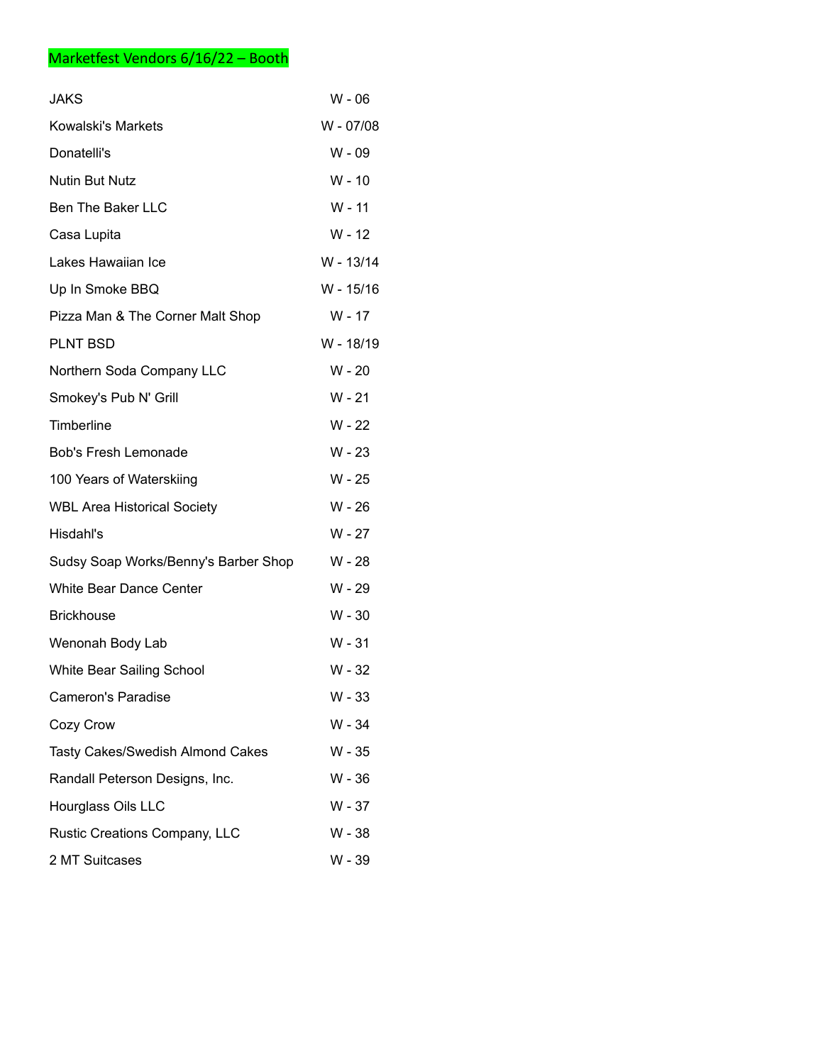Marketfest Vendors 6/16/22 – Booth

| | |
|---|---|
| JAKS | W - 06 |
| Kowalski's Markets | W - 07/08 |
| Donatelli's | W - 09 |
| Nutin But Nutz | W - 10 |
| Ben The Baker LLC | W - 11 |
| Casa Lupita | W - 12 |
| Lakes Hawaiian Ice | W - 13/14 |
| Up In Smoke BBQ | W - 15/16 |
| Pizza Man & The Corner Malt Shop | W - 17 |
| PLNT BSD | W - 18/19 |
| Northern Soda Company LLC | W - 20 |
| Smokey's Pub N' Grill | W - 21 |
| Timberline | W - 22 |
| Bob's Fresh Lemonade | W - 23 |
| 100 Years of Waterskiing | W - 25 |
| WBL Area Historical Society | W - 26 |
| Hisdahl's | W - 27 |
| Sudsy Soap Works/Benny's Barber Shop | W - 28 |
| White Bear Dance Center | W - 29 |
| Brickhouse | W - 30 |
| Wenonah Body Lab | W - 31 |
| White Bear Sailing School | W - 32 |
| Cameron's Paradise | W - 33 |
| Cozy Crow | W - 34 |
| Tasty Cakes/Swedish Almond Cakes | W - 35 |
| Randall Peterson Designs, Inc. | W - 36 |
| Hourglass Oils LLC | W - 37 |
| Rustic Creations Company, LLC | W - 38 |
| 2 MT Suitcases | W - 39 |